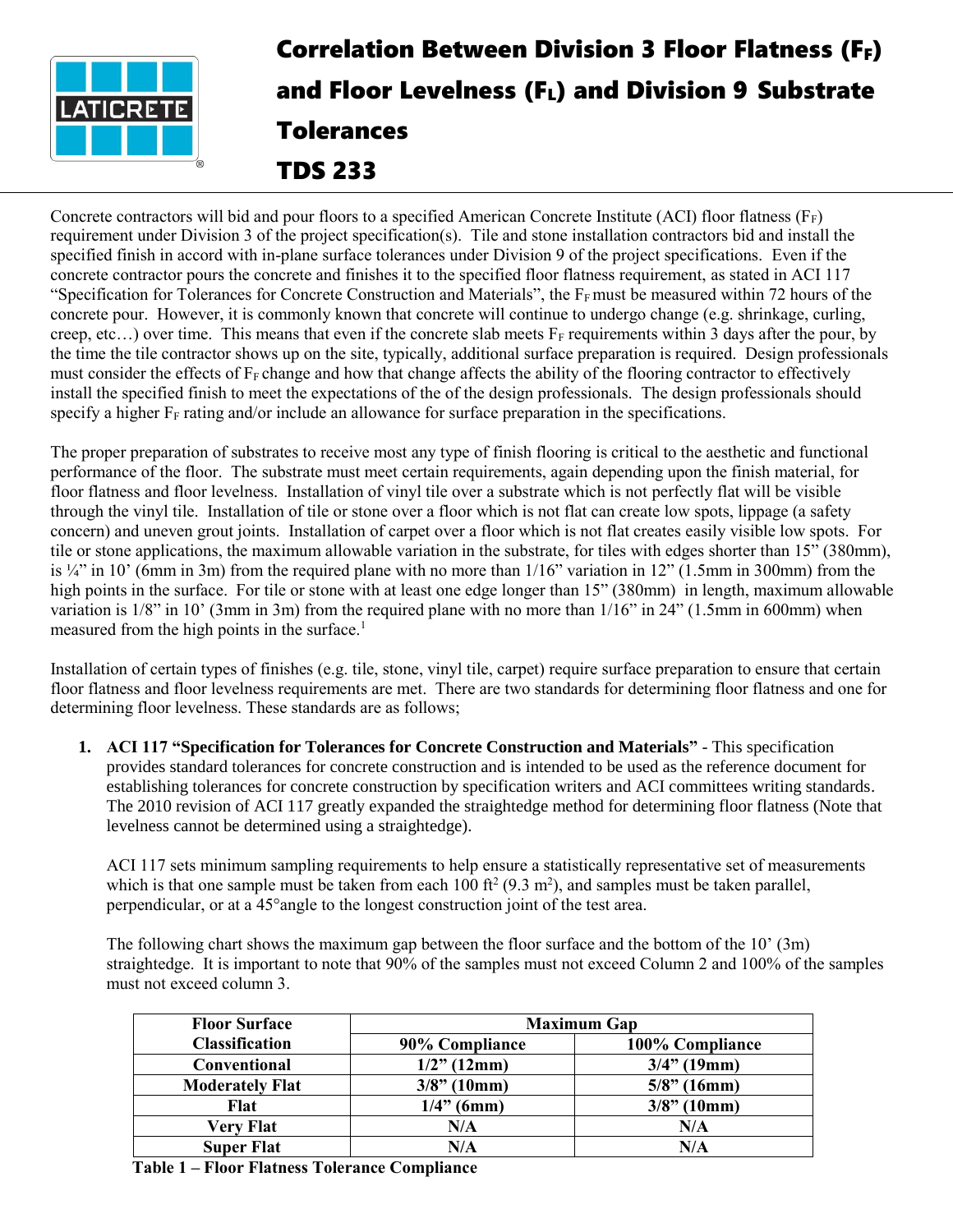# Correlation Between Division 3 Floor Flatness ($F_F$) and Floor Levelness ($F_L$) and Division 9 Substrate Tolerances

## TDS 233

Concrete contractors will bid and pour floors to a specified American Concrete Institute (ACI) floor flatness ($F_F$) requirement under Division 3 of the project specification(s). Tile and stone installation contractors bid and install the specified finish in accord with in-plane surface tolerances under Division 9 of the project specifications. Even if the concrete contractor pours the concrete and finishes it to the specified floor flatness requirement, as stated in ACI 117 "Specification for Tolerances for Concrete Construction and Materials", the $F_F$ must be measured within 72 hours of the concrete pour. However, it is commonly known that concrete will continue to undergo change (e.g. shrinkage, curling, creep, etc…) over time. This means that even if the concrete slab meets $F_F$ requirements within 3 days after the pour, by the time the tile contractor shows up on the site, typically, additional surface preparation is required. Design professionals must consider the effects of $F_F$ change and how that change affects the ability of the flooring contractor to effectively install the specified finish to meet the expectations of the of the design professionals. The design professionals should specify a higher $F_F$ rating and/or include an allowance for surface preparation in the specifications.

The proper preparation of substrates to receive most any type of finish flooring is critical to the aesthetic and functional performance of the floor. The substrate must meet certain requirements, again depending upon the finish material, for floor flatness and floor levelness. Installation of vinyl tile over a substrate which is not perfectly flat will be visible through the vinyl tile. Installation of tile or stone over a floor which is not flat can create low spots, lippage (a safety concern) and uneven grout joints. Installation of carpet over a floor which is not flat creates easily visible low spots. For tile or stone applications, the maximum allowable variation in the substrate, for tiles with edges shorter than 15" (380mm), is ¼" in 10' (6mm in 3m) from the required plane with no more than 1/16" variation in 12" (1.5mm in 300mm) from the high points in the surface. For tile or stone with at least one edge longer than 15" (380mm) in length, maximum allowable variation is 1/8" in 10' (3mm in 3m) from the required plane with no more than 1/16" in 24" (1.5mm in 600mm) when measured from the high points in the surface.[1]

Installation of certain types of finishes (e.g. tile, stone, vinyl tile, carpet) require surface preparation to ensure that certain floor flatness and floor levelness requirements are met. There are two standards for determining floor flatness and one for determining floor levelness. These standards are as follows;

1. **ACI 117 "Specification for Tolerances for Concrete Construction and Materials"** - This specification provides standard tolerances for concrete construction and is intended to be used as the reference document for establishing tolerances for concrete construction by specification writers and ACI committees writing standards. The 2010 revision of ACI 117 greatly expanded the straightedge method for determining floor flatness (Note that levelness cannot be determined using a straightedge).

   ACI 117 sets minimum sampling requirements to help ensure a statistically representative set of measurements which is that one sample must be taken from each 100 ft² (9.3 m²), and samples must be taken parallel, perpendicular, or at a 45°angle to the longest construction joint of the test area.

   The following chart shows the maximum gap between the floor surface and the bottom of the 10' (3m) straightedge. It is important to note that 90% of the samples must not exceed Column 2 and 100% of the samples must not exceed column 3.

| Floor Surface Classification | Maximum Gap | |
|---|---|---|
| | **90% Compliance** | **100% Compliance** |
| **Conventional** | **1/2" (12mm)** | **3/4" (19mm)** |
| **Moderately Flat** | **3/8" (10mm)** | **5/8" (16mm)** |
| **Flat** | **1/4" (6mm)** | **3/8" (10mm)** |
| **Very Flat** | **N/A** | **N/A** |
| **Super Flat** | **N/A** | **N/A** |

**Table 1 – Floor Flatness Tolerance Compliance**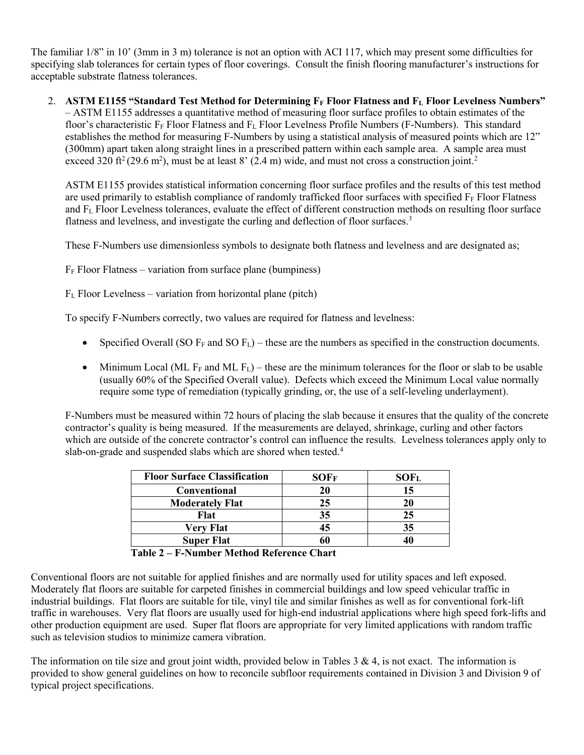The familiar 1/8" in 10' (3mm in 3 m) tolerance is not an option with ACI 117, which may present some difficulties for specifying slab tolerances for certain types of floor coverings. Consult the finish flooring manufacturer's instructions for acceptable substrate flatness tolerances.

2. **ASTM E1155 "Standard Test Method for Determining $F_F$ Floor Flatness and $F_L$ Floor Levelness Numbers"** – ASTM E1155 addresses a quantitative method of measuring floor surface profiles to obtain estimates of the floor's characteristic $F_F$ Floor Flatness and $F_L$ Floor Levelness Profile Numbers (F-Numbers). This standard establishes the method for measuring F-Numbers by using a statistical analysis of measured points which are 12" (300mm) apart taken along straight lines in a prescribed pattern within each sample area. A sample area must exceed 320 $ft^2$ (29.6 $m^2$), must be at least 8' (2.4 m) wide, and must not cross a construction joint.[2]

   ASTM E1155 provides statistical information concerning floor surface profiles and the results of this test method are used primarily to establish compliance of randomly trafficked floor surfaces with specified $F_F$ Floor Flatness and $F_L$ Floor Levelness tolerances, evaluate the effect of different construction methods on resulting floor surface flatness and levelness, and investigate the curling and deflection of floor surfaces.[3]

   These F-Numbers use dimensionless symbols to designate both flatness and levelness and are designated as;

   $F_F$ Floor Flatness – variation from surface plane (bumpiness)

   $F_L$ Floor Levelness – variation from horizontal plane (pitch)

   To specify F-Numbers correctly, two values are required for flatness and levelness:

   - Specified Overall (SO $F_F$ and SO $F_L$) – these are the numbers as specified in the construction documents.
   - Minimum Local (ML $F_F$ and ML $F_L$) – these are the minimum tolerances for the floor or slab to be usable (usually 60% of the Specified Overall value). Defects which exceed the Minimum Local value normally require some type of remediation (typically grinding, or, the use of a self-leveling underlayment).

   F-Numbers must be measured within 72 hours of placing the slab because it ensures that the quality of the concrete contractor's quality is being measured. If the measurements are delayed, shrinkage, curling and other factors which are outside of the concrete contractor's control can influence the results. Levelness tolerances apply only to slab-on-grade and suspended slabs which are shored when tested.[4]

| Floor Surface Classification | $SOF_F$ | $SOF_L$ |
|---|---|---|
| Conventional | 20 | 15 |
| Moderately Flat | 25 | 20 |
| Flat | 35 | 25 |
| Very Flat | 45 | 35 |
| Super Flat | 60 | 40 |

**Table 2 – F-Number Method Reference Chart**

Conventional floors are not suitable for applied finishes and are normally used for utility spaces and left exposed. Moderately flat floors are suitable for carpeted finishes in commercial buildings and low speed vehicular traffic in industrial buildings. Flat floors are suitable for tile, vinyl tile and similar finishes as well as for conventional fork-lift traffic in warehouses. Very flat floors are usually used for high-end industrial applications where high speed fork-lifts and other production equipment are used. Super flat floors are appropriate for very limited applications with random traffic such as television studios to minimize camera vibration.

The information on tile size and grout joint width, provided below in Tables 3 & 4, is not exact. The information is provided to show general guidelines on how to reconcile subfloor requirements contained in Division 3 and Division 9 of typical project specifications.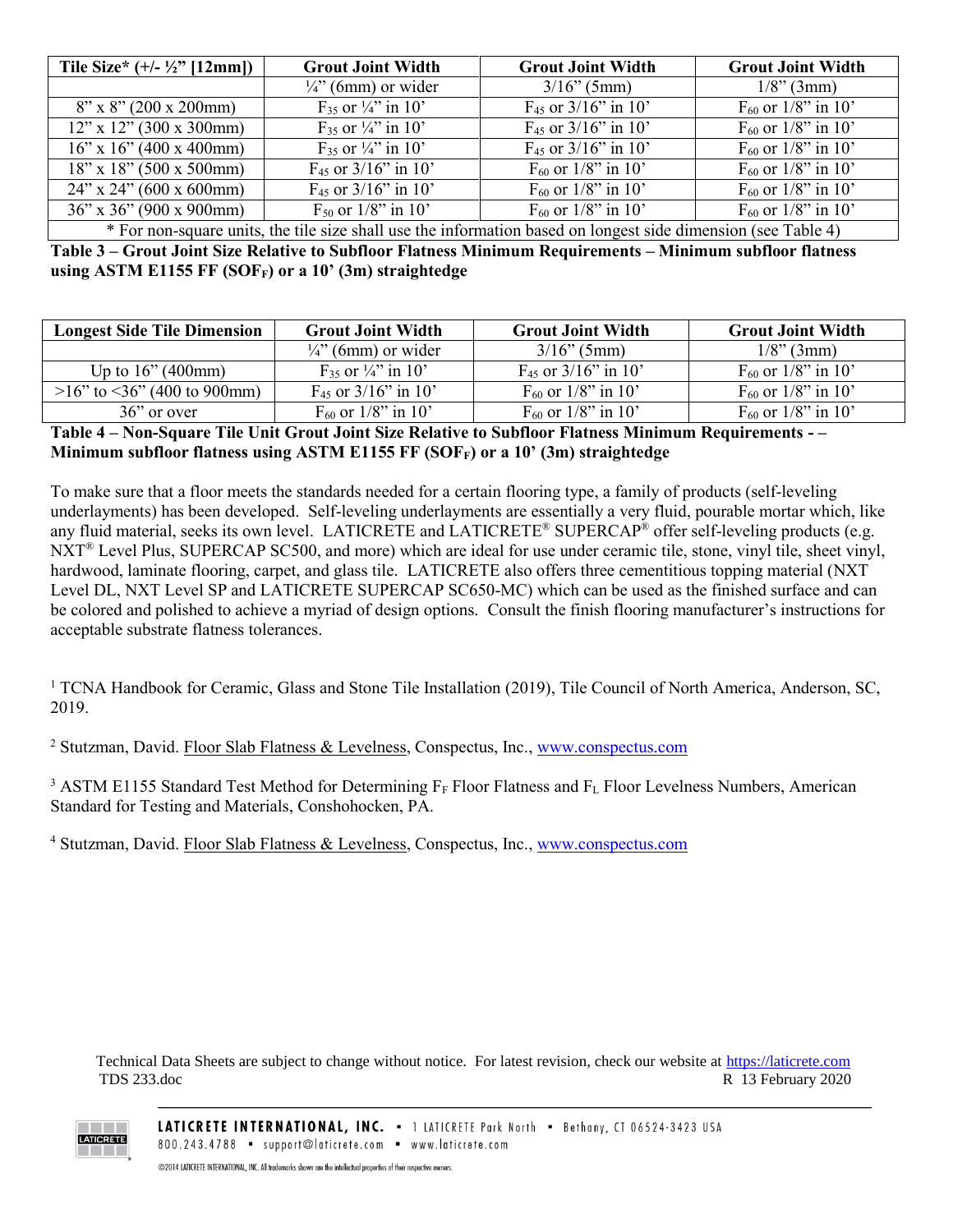| Tile Size* (+/- ½" [12mm]) | Grout Joint Width | Grout Joint Width | Grout Joint Width |
|---|---|---|---|
| | ¼" (6mm) or wider | 3/16" (5mm) | 1/8" (3mm) |
| 8" x 8" (200 x 200mm) | $F_{35}$ or ¼" in 10' | $F_{45}$ or 3/16" in 10' | $F_{60}$ or 1/8" in 10' |
| 12" x 12" (300 x 300mm) | $F_{35}$ or ¼" in 10' | $F_{45}$ or 3/16" in 10' | $F_{60}$ or 1/8" in 10' |
| 16" x 16" (400 x 400mm) | $F_{35}$ or ¼" in 10' | $F_{45}$ or 3/16" in 10' | $F_{60}$ or 1/8" in 10' |
| 18" x 18" (500 x 500mm) | $F_{45}$ or 3/16" in 10' | $F_{60}$ or 1/8" in 10' | $F_{60}$ or 1/8" in 10' |
| 24" x 24" (600 x 600mm) | $F_{45}$ or 3/16" in 10' | $F_{60}$ or 1/8" in 10' | $F_{60}$ or 1/8" in 10' |
| 36" x 36" (900 x 900mm) | $F_{50}$ or 1/8" in 10' | $F_{60}$ or 1/8" in 10' | $F_{60}$ or 1/8" in 10' |
| * For non-square units, the tile size shall use the information based on longest side dimension (see Table 4) | | | |

**Table 3 – Grout Joint Size Relative to Subfloor Flatness Minimum Requirements – Minimum subfloor flatness using ASTM E1155 FF ($SOF_F$) or a 10' (3m) straightedge**

| Longest Side Tile Dimension | Grout Joint Width | Grout Joint Width | Grout Joint Width |
|---|---|---|---|
| | ¼" (6mm) or wider | 3/16" (5mm) | 1/8" (3mm) |
| Up to 16" (400mm) | $F_{35}$ or ¼" in 10' | $F_{45}$ or 3/16" in 10' | $F_{60}$ or 1/8" in 10' |
| >16" to <36" (400 to 900mm) | $F_{45}$ or 3/16" in 10' | $F_{60}$ or 1/8" in 10' | $F_{60}$ or 1/8" in 10' |
| 36" or over | $F_{60}$ or 1/8" in 10' | $F_{60}$ or 1/8" in 10' | $F_{60}$ or 1/8" in 10' |

**Table 4 – Non-Square Tile Unit Grout Joint Size Relative to Subfloor Flatness Minimum Requirements - – Minimum subfloor flatness using ASTM E1155 FF ($SOF_F$) or a 10' (3m) straightedge**

To make sure that a floor meets the standards needed for a certain flooring type, a family of products (self-leveling underlayments) has been developed. Self-leveling underlayments are essentially a very fluid, pourable mortar which, like any fluid material, seeks its own level. LATICRETE and LATICRETE® SUPERCAP® offer self-leveling products (e.g. NXT® Level Plus, SUPERCAP SC500, and more) which are ideal for use under ceramic tile, stone, vinyl tile, sheet vinyl, hardwood, laminate flooring, carpet, and glass tile. LATICRETE also offers three cementitious topping material (NXT Level DL, NXT Level SP and LATICRETE SUPERCAP SC650-MC) which can be used as the finished surface and can be colored and polished to achieve a myriad of design options. Consult the finish flooring manufacturer's instructions for acceptable substrate flatness tolerances.

[1] TCNA Handbook for Ceramic, Glass and Stone Tile Installation (2019), Tile Council of North America, Anderson, SC, 2019.

[2] Stutzman, David. Floor Slab Flatness & Levelness, Conspectus, Inc., www.conspectus.com

[3] ASTM E1155 Standard Test Method for Determining $F_F$ Floor Flatness and $F_L$ Floor Levelness Numbers, American Standard for Testing and Materials, Conshohocken, PA.

[4] Stutzman, David. Floor Slab Flatness & Levelness, Conspectus, Inc., www.conspectus.com

Technical Data Sheets are subject to change without notice. For latest revision, check our website at https://laticrete.com
TDS 233.doc R 13 February 2020

**LATICRETE INTERNATIONAL, INC.** ▪ 1 LATICRETE Park North ▪ Bethany, CT 06524-3423 USA
800.243.4788 ▪ support@laticrete.com ▪ www.laticrete.com

©2014 LATICRETE INTERNATIONAL, INC. All trademarks shown are the intellectual properties of their respective owners.